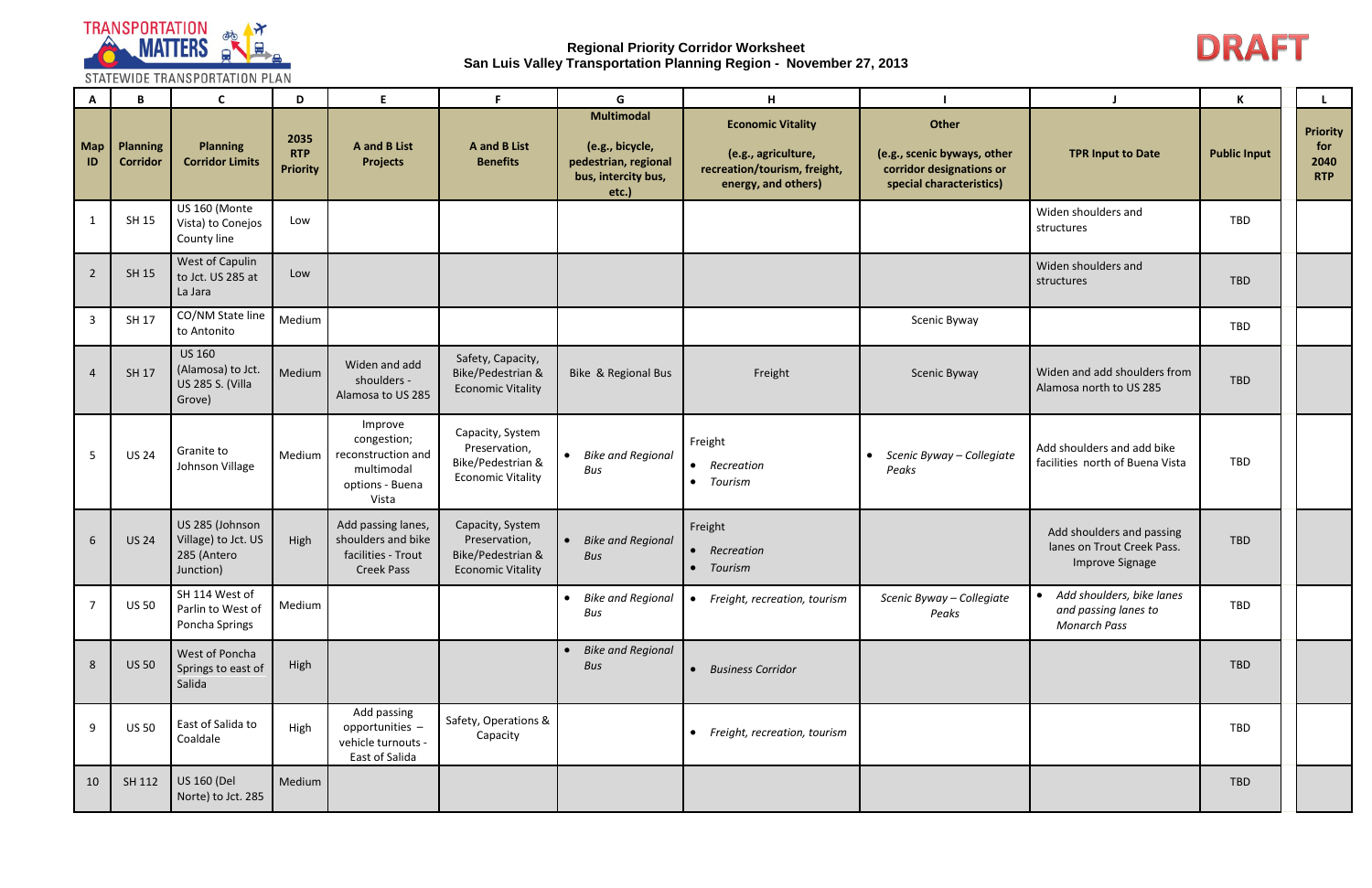TRANSPORTATION MATTERS
STATEWIDE TRANSPORTATION PLAN

**Regional Priority Corridor Worksheet**
**San Luis Valley Transportation Planning Region - November 27, 2013**

**DRAFT**

| A | B | C | D | E | F | G | H | I | J | K | L |
|---|---|---|---|---|---|---|---|---|---|---|---|
| **Map ID** | **Planning Corridor** | **Planning Corridor Limits** | **2035 RTP Priority** | **A and B List Projects** | **A and B List Benefits** | **Multimodal (e.g., bicycle, pedestrian, regional bus, intercity bus, etc.)** | **Economic Vitality (e.g., agriculture, recreation/tourism, freight, energy, and others)** | **Other (e.g., scenic byways, other corridor designations or special characteristics)** | **TPR Input to Date** | **Public Input** | **Priority for 2040 RTP** |
| 1 | SH 15 | US 160 (Monte Vista) to Conejos County line | Low | | | | | | Widen shoulders and structures | TBD | |
| 2 | SH 15 | West of Capulin to Jct. US 285 at La Jara | Low | | | | | | Widen shoulders and structures | TBD | |
| 3 | SH 17 | CO/NM State line to Antonito | Medium | | | | | Scenic Byway | | TBD | |
| 4 | SH 17 | US 160 (Alamosa) to Jct. US 285 S. (Villa Grove) | Medium | Widen and add shoulders - Alamosa to US 285 | Safety, Capacity, Bike/Pedestrian & Economic Vitality | Bike & Regional Bus | Freight | Scenic Byway | Widen and add shoulders from Alamosa north to US 285 | TBD | |
| 5 | US 24 | Granite to Johnson Village | Medium | Improve congestion; reconstruction and multimodal options - Buena Vista | Capacity, System Preservation, Bike/Pedestrian & Economic Vitality | • *Bike and Regional Bus* | Freight<br>• *Recreation*<br>• *Tourism* | • *Scenic Byway – Collegiate Peaks* | Add shoulders and add bike facilities north of Buena Vista | TBD | |
| 6 | US 24 | US 285 (Johnson Village) to Jct. US 285 (Antero Junction) | High | Add passing lanes, shoulders and bike facilities - Trout Creek Pass | Capacity, System Preservation, Bike/Pedestrian & Economic Vitality | • *Bike and Regional Bus* | Freight<br>• *Recreation*<br>• *Tourism* | | Add shoulders and passing lanes on Trout Creek Pass. Improve Signage | TBD | |
| 7 | US 50 | SH 114 West of Parlin to West of Poncha Springs | Medium | | | • *Bike and Regional Bus* | • *Freight, recreation, tourism* | *Scenic Byway – Collegiate Peaks* | • *Add shoulders, bike lanes and passing lanes to Monarch Pass* | TBD | |
| 8 | US 50 | West of Poncha Springs to east of Salida | High | | | • *Bike and Regional Bus* | • *Business Corridor* | | | TBD | |
| 9 | US 50 | East of Salida to Coaldale | High | Add passing opportunities – vehicle turnouts - East of Salida | Safety, Operations & Capacity | | • *Freight, recreation, tourism* | | | TBD | |
| 10 | SH 112 | US 160 (Del Norte) to Jct. 285 | Medium | | | | | | | TBD | |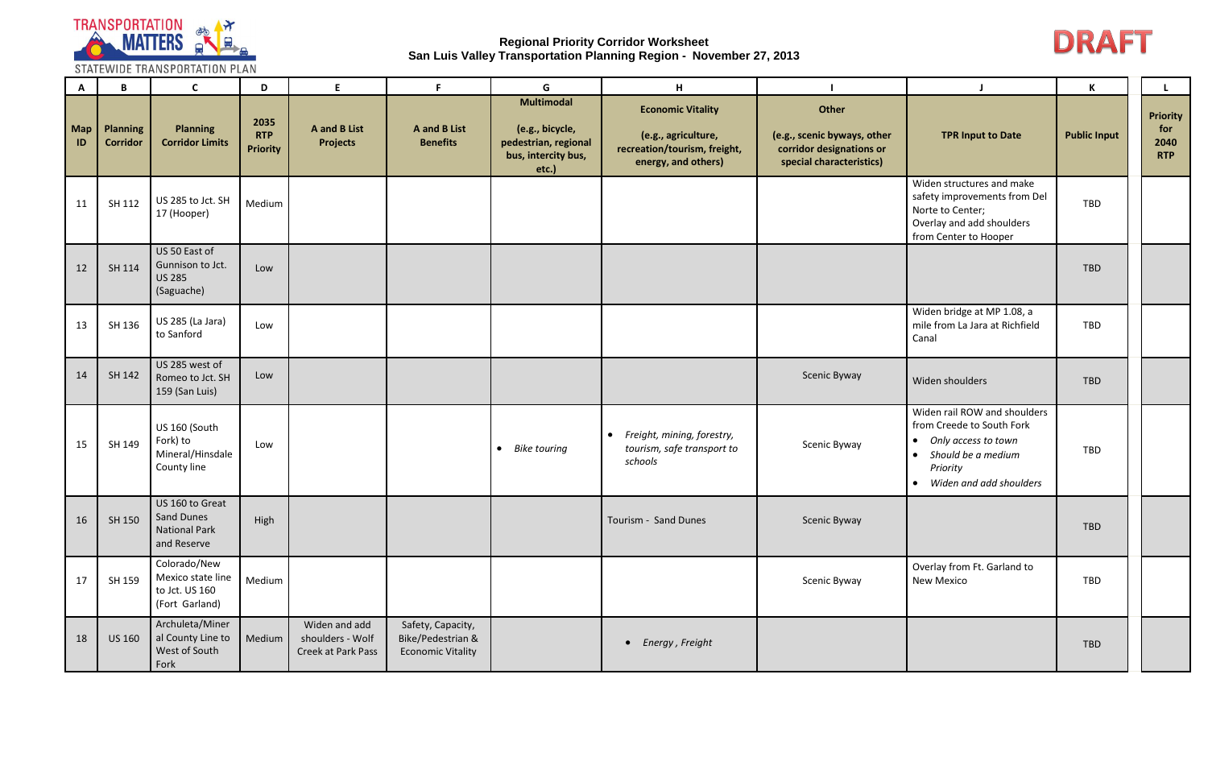# Regional Priority Corridor Worksheet

## San Luis Valley Transportation Planning Region - November 27, 2013

DRAFT

| A | B | C | D | E | F | G | H | I | J | K | L |
|---|---|---|---|---|---|---|---|---|---|---|---|
| **Map ID** | **Planning Corridor** | **Planning Corridor Limits** | **2035 RTP Priority** | **A and B List Projects** | **A and B List Benefits** | **Multimodal (e.g., bicycle, pedestrian, regional bus, intercity bus, etc.)** | **Economic Vitality (e.g., agriculture, recreation/tourism, freight, energy, and others)** | **Other (e.g., scenic byways, other corridor designations or special characteristics)** | **TPR Input to Date** | **Public Input** | **Priority for 2040 RTP** |
| 11 | SH 112 | US 285 to Jct. SH 17 (Hooper) | Medium | | | | | | Widen structures and make safety improvements from Del Norte to Center; Overlay and add shoulders from Center to Hooper | TBD | |
| 12 | SH 114 | US 50 East of Gunnison to Jct. US 285 (Saguache) | Low | | | | | | | TBD | |
| 13 | SH 136 | US 285 (La Jara) to Sanford | Low | | | | | | Widen bridge at MP 1.08, a mile from La Jara at Richfield Canal | TBD | |
| 14 | SH 142 | US 285 west of Romeo to Jct. SH 159 (San Luis) | Low | | | | | Scenic Byway | Widen shoulders | TBD | |
| 15 | SH 149 | US 160 (South Fork) to Mineral/Hinsdale County line | Low | | | • *Bike touring* | • *Freight, mining, forestry, tourism, safe transport to schools* | Scenic Byway | Widen rail ROW and shoulders from Creede to South Fork<br>• *Only access to town*<br>• *Should be a medium Priority*<br>• *Widen and add shoulders* | TBD | |
| 16 | SH 150 | US 160 to Great Sand Dunes National Park and Reserve | High | | | | Tourism - Sand Dunes | Scenic Byway | | TBD | |
| 17 | SH 159 | Colorado/New Mexico state line to Jct. US 160 (Fort Garland) | Medium | | | | | Scenic Byway | Overlay from Ft. Garland to New Mexico | TBD | |
| 18 | US 160 | Archuleta/Mineral County Line to West of South Fork | Medium | Widen and add shoulders - Wolf Creek at Park Pass | Safety, Capacity, Bike/Pedestrian & Economic Vitality | | • *Energy , Freight* | | | TBD | |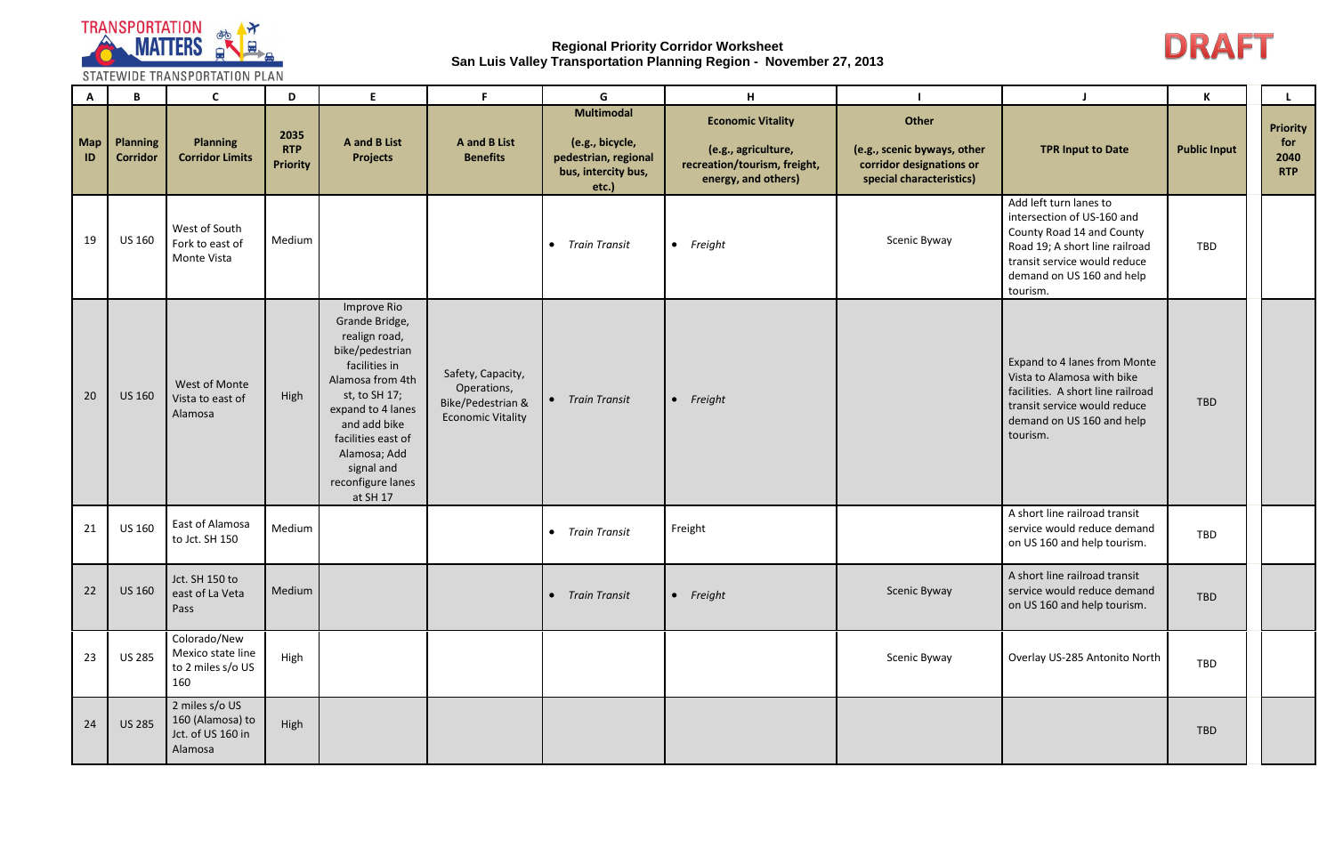**Regional Priority Corridor Worksheet**
**San Luis Valley Transportation Planning Region - November 27, 2013**

DRAFT

| A | B | C | D | E | F | G | H | I | J | K | L |
|---|---|---|---|---|---|---|---|---|---|---|---|
| Map ID | Planning Corridor | Planning Corridor Limits | 2035 RTP Priority | A and B List Projects | A and B List Benefits | Multimodal (e.g., bicycle, pedestrian, regional bus, intercity bus, etc.) | Economic Vitality (e.g., agriculture, recreation/tourism, freight, energy, and others) | Other (e.g., scenic byways, other corridor designations or special characteristics) | TPR Input to Date | Public Input | Priority for 2040 RTP |
| 19 | US 160 | West of South Fork to east of Monte Vista | Medium | | | • *Train Transit* | • *Freight* | Scenic Byway | Add left turn lanes to intersection of US-160 and County Road 14 and County Road 19; A short line railroad transit service would reduce demand on US 160 and help tourism. | TBD | |
| 20 | US 160 | West of Monte Vista to east of Alamosa | High | Improve Rio Grande Bridge, realign road, bike/pedestrian facilities in Alamosa from 4th st, to SH 17; expand to 4 lanes and add bike facilities east of Alamosa; Add signal and reconfigure lanes at SH 17 | Safety, Capacity, Operations, Bike/Pedestrian & Economic Vitality | • *Train Transit* | • *Freight* | | Expand to 4 lanes from Monte Vista to Alamosa with bike facilities. A short line railroad transit service would reduce demand on US 160 and help tourism. | TBD | |
| 21 | US 160 | East of Alamosa to Jct. SH 150 | Medium | | | • *Train Transit* | Freight | | A short line railroad transit service would reduce demand on US 160 and help tourism. | TBD | |
| 22 | US 160 | Jct. SH 150 to east of La Veta Pass | Medium | | | • *Train Transit* | • *Freight* | Scenic Byway | A short line railroad transit service would reduce demand on US 160 and help tourism. | TBD | |
| 23 | US 285 | Colorado/New Mexico state line to 2 miles s/o US 160 | High | | | | | Scenic Byway | Overlay US-285 Antonito North | TBD | |
| 24 | US 285 | 2 miles s/o US 160 (Alamosa) to Jct. of US 160 in Alamosa | High | | | | | | | TBD | |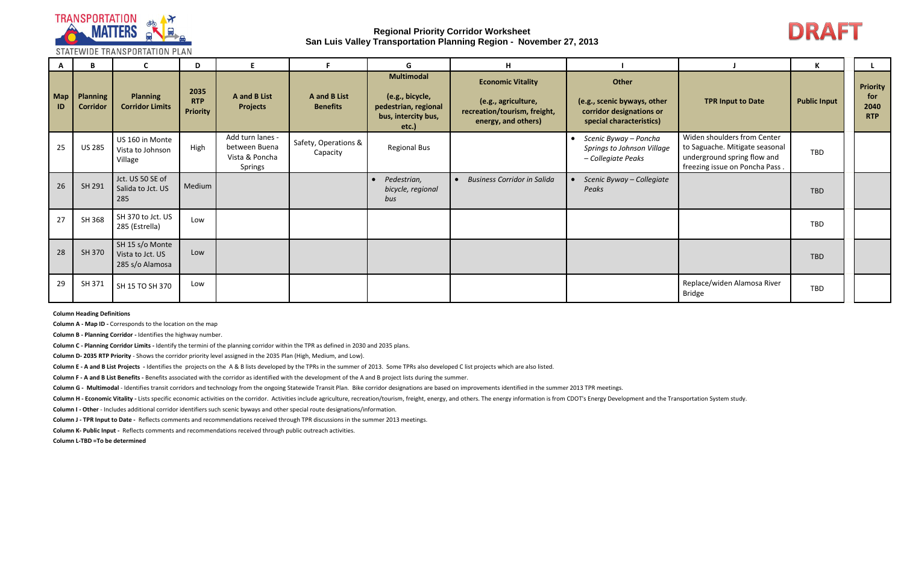**Regional Priority Corridor Worksheet**
**San Luis Valley Transportation Planning Region - November 27, 2013**

DRAFT

| A | B | C | D | E | F | G | H | I | J | K | L |
|---|---|---|---|---|---|---|---|---|---|---|---|
| **Map ID** | **Planning Corridor** | **Planning Corridor Limits** | **2035 RTP Priority** | **A and B List Projects** | **A and B List Benefits** | **Multimodal (e.g., bicycle, pedestrian, regional bus, intercity bus, etc.)** | **Economic Vitality (e.g., agriculture, recreation/tourism, freight, energy, and others)** | **Other (e.g., scenic byways, other corridor designations or special characteristics)** | **TPR Input to Date** | **Public Input** | **Priority for 2040 RTP** |
| 25 | US 285 | US 160 in Monte Vista to Johnson Village | High | Add turn lanes - between Buena Vista & Poncha Springs | Safety, Operations & Capacity | Regional Bus | | • *Scenic Byway – Poncha Springs to Johnson Village – Collegiate Peaks* | Widen shoulders from Center to Saguache. Mitigate seasonal underground spring flow and freezing issue on Poncha Pass . | TBD | |
| 26 | SH 291 | Jct. US 50 SE of Salida to Jct. US 285 | Medium | | | • *Pedestrian, bicycle, regional bus* | • *Business Corridor in Salida* | • *Scenic Byway – Collegiate Peaks* | | TBD | |
| 27 | SH 368 | SH 370 to Jct. US 285 (Estrella) | Low | | | | | | | TBD | |
| 28 | SH 370 | SH 15 s/o Monte Vista to Jct. US 285 s/o Alamosa | Low | | | | | | | TBD | |
| 29 | SH 371 | SH 15 TO SH 370 | Low | | | | | | Replace/widen Alamosa River Bridge | TBD | |

**Column Heading Definitions**

**Column A - Map ID -** Corresponds to the location on the map

**Column B - Planning Corridor -** Identifies the highway number.

**Column C - Planning Corridor Limits -** Identify the termini of the planning corridor within the TPR as defined in 2030 and 2035 plans.

**Column D- 2035 RTP Priority** - Shows the corridor priority level assigned in the 2035 Plan (High, Medium, and Low).

**Column E - A and B List Projects -** Identifies the projects on the A & B lists developed by the TPRs in the summer of 2013. Some TPRs also developed C list projects which are also listed.

**Column F - A and B List Benefits -** Benefits associated with the corridor as identified with the development of the A and B project lists during the summer.

**Column G - Multimodal** - Identifies transit corridors and technology from the ongoing Statewide Transit Plan. Bike corridor designations are based on improvements identified in the summer 2013 TPR meetings.

**Column H - Economic Vitality -** Lists specific economic activities on the corridor. Activities include agriculture, recreation/tourism, freight, energy, and others. The energy information is from CDOT's Energy Development and the Transportation System study.

**Column I - Other** - Includes additional corridor identifiers such scenic byways and other special route designations/information.

**Column J - TPR Input to Date -** Reflects comments and recommendations received through TPR discussions in the summer 2013 meetings.

**Column K- Public Input -** Reflects comments and recommendations received through public outreach activities.

**Column L-TBD =To be determined**